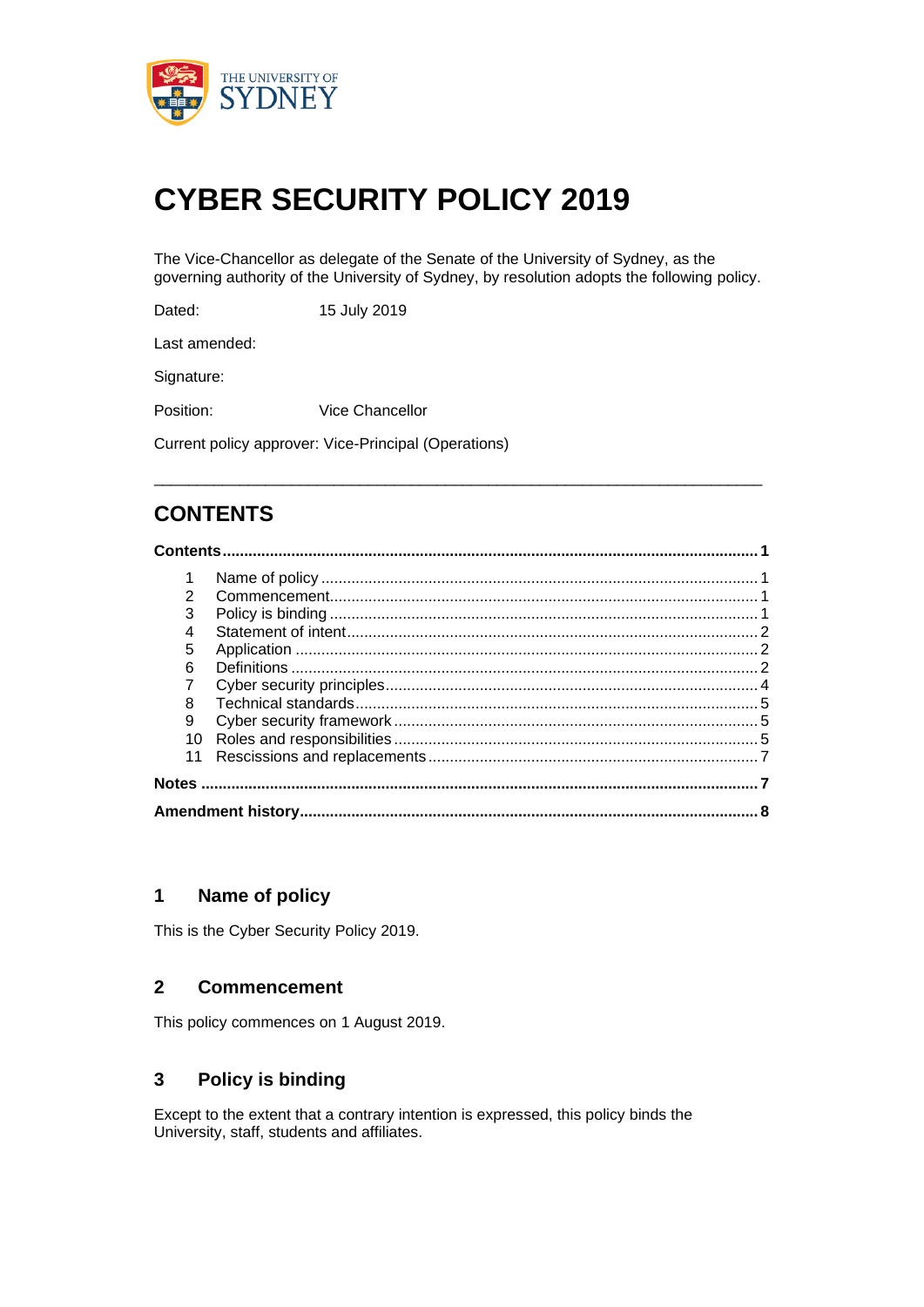# CYBER SECURITY POLICY 2019

The Vice-Chancellor as delegate of the Senate of the University of Sydney, as the governing authority of the University of Sydney, by resolution adopts the following policy.

Dated: 15 July 2019

Last amended:

Signature:

Position: Vice Chancellor

Current policy approver: Vice-Principal (Operations)

---

## CONTENTS

**Contents** .......... **1**

1 Name of policy .......... 1
2 Commencement .......... 1
3 Policy is binding .......... 1
4 Statement of intent .......... 2
5 Application .......... 2
6 Definitions .......... 2
7 Cyber security principles .......... 4
8 Technical standards .......... 5
9 Cyber security framework .......... 5
10 Roles and responsibilities .......... 5
11 Rescissions and replacements .......... 7

**Notes** .......... **7**

**Amendment history** .......... **8**

## 1 Name of policy

This is the Cyber Security Policy 2019.

## 2 Commencement

This policy commences on 1 August 2019.

## 3 Policy is binding

Except to the extent that a contrary intention is expressed, this policy binds the University, staff, students and affiliates.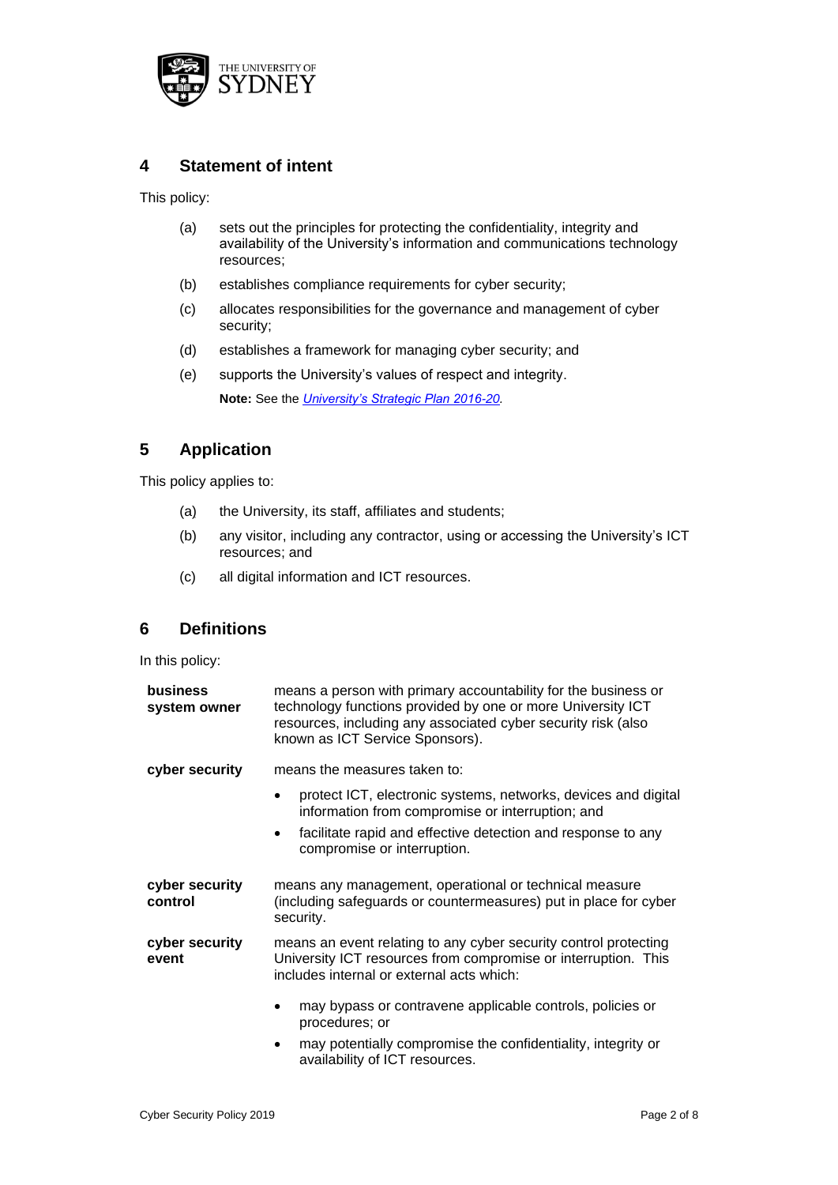## 4 Statement of intent

This policy:

(a) sets out the principles for protecting the confidentiality, integrity and availability of the University's information and communications technology resources;

(b) establishes compliance requirements for cyber security;

(c) allocates responsibilities for the governance and management of cyber security;

(d) establishes a framework for managing cyber security; and

(e) supports the University's values of respect and integrity.

**Note:** See the *University's Strategic Plan 2016-20.*

## 5 Application

This policy applies to:

(a) the University, its staff, affiliates and students;

(b) any visitor, including any contractor, using or accessing the University's ICT resources; and

(c) all digital information and ICT resources.

## 6 Definitions

In this policy:

**business system owner** means a person with primary accountability for the business or technology functions provided by one or more University ICT resources, including any associated cyber security risk (also known as ICT Service Sponsors).

**cyber security** means the measures taken to:

- protect ICT, electronic systems, networks, devices and digital information from compromise or interruption; and
- facilitate rapid and effective detection and response to any compromise or interruption.

**cyber security control** means any management, operational or technical measure (including safeguards or countermeasures) put in place for cyber security.

**cyber security event** means an event relating to any cyber security control protecting University ICT resources from compromise or interruption. This includes internal or external acts which:

- may bypass or contravene applicable controls, policies or procedures; or
- may potentially compromise the confidentiality, integrity or availability of ICT resources.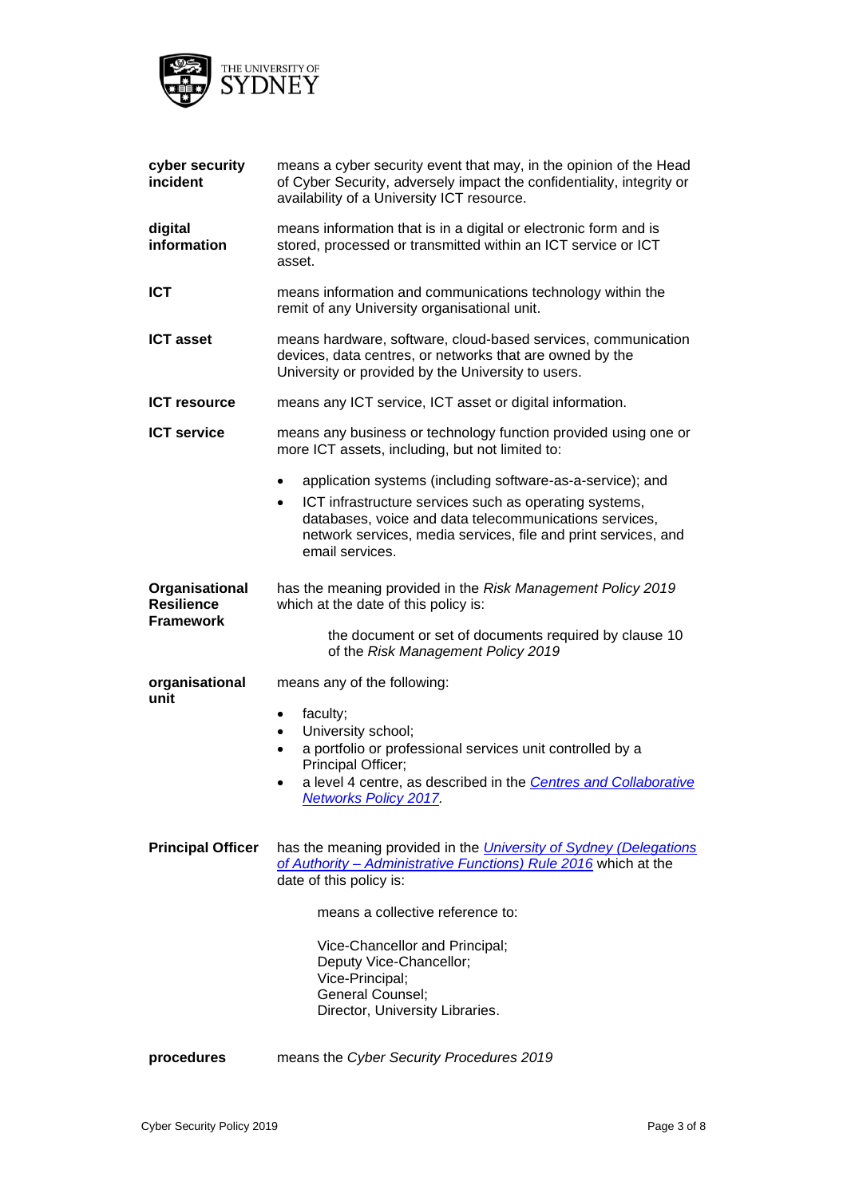| | |
|---|---|
| **cyber security incident** | means a cyber security event that may, in the opinion of the Head of Cyber Security, adversely impact the confidentiality, integrity or availability of a University ICT resource. |
| **digital information** | means information that is in a digital or electronic form and is stored, processed or transmitted within an ICT service or ICT asset. |
| **ICT** | means information and communications technology within the remit of any University organisational unit. |
| **ICT asset** | means hardware, software, cloud-based services, communication devices, data centres, or networks that are owned by the University or provided by the University to users. |
| **ICT resource** | means any ICT service, ICT asset or digital information. |
| **ICT service** | means any business or technology function provided using one or more ICT assets, including, but not limited to:<br>• application systems (including software-as-a-service); and<br>• ICT infrastructure services such as operating systems, databases, voice and data telecommunications services, network services, media services, file and print services, and email services. |
| **Organisational Resilience Framework** | has the meaning provided in the *Risk Management Policy 2019* which at the date of this policy is:<br>the document or set of documents required by clause 10 of the *Risk Management Policy 2019* |
| **organisational unit** | means any of the following:<br>• faculty;<br>• University school;<br>• a portfolio or professional services unit controlled by a Principal Officer;<br>• a level 4 centre, as described in the *Centres and Collaborative Networks Policy 2017*. |
| **Principal Officer** | has the meaning provided in the *University of Sydney (Delegations of Authority – Administrative Functions) Rule 2016* which at the date of this policy is:<br>means a collective reference to:<br>Vice-Chancellor and Principal;<br>Deputy Vice-Chancellor;<br>Vice-Principal;<br>General Counsel;<br>Director, University Libraries. |
| **procedures** | means the *Cyber Security Procedures 2019* |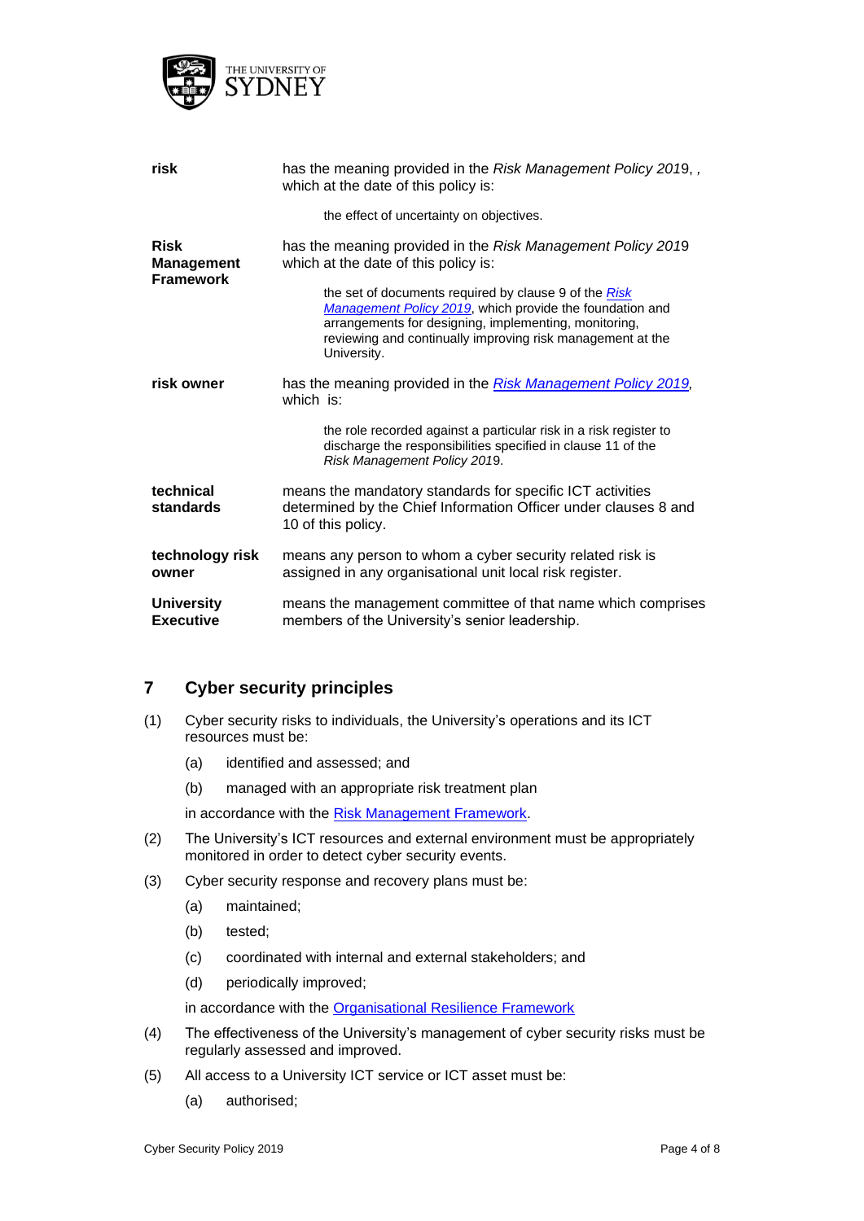| | |
|---|---|
| **risk** | has the meaning provided in the *Risk Management Policy 2019*, , which at the date of this policy is:<br><br>the effect of uncertainty on objectives. |
| **Risk Management Framework** | has the meaning provided in the *Risk Management Policy 2019* which at the date of this policy is:<br><br>the set of documents required by clause 9 of the *Risk Management Policy 2019*, which provide the foundation and arrangements for designing, implementing, monitoring, reviewing and continually improving risk management at the University. |
| **risk owner** | has the meaning provided in the *Risk Management Policy 2019*, which is:<br><br>the role recorded against a particular risk in a risk register to discharge the responsibilities specified in clause 11 of the *Risk Management Policy 2019*. |
| **technical standards** | means the mandatory standards for specific ICT activities determined by the Chief Information Officer under clauses 8 and 10 of this policy. |
| **technology risk owner** | means any person to whom a cyber security related risk is assigned in any organisational unit local risk register. |
| **University Executive** | means the management committee of that name which comprises members of the University's senior leadership. |

## 7 Cyber security principles

(1) Cyber security risks to individuals, the University's operations and its ICT resources must be:

- (a) identified and assessed; and
- (b) managed with an appropriate risk treatment plan

in accordance with the Risk Management Framework.

(2) The University's ICT resources and external environment must be appropriately monitored in order to detect cyber security events.

(3) Cyber security response and recovery plans must be:

- (a) maintained;
- (b) tested;
- (c) coordinated with internal and external stakeholders; and
- (d) periodically improved;

in accordance with the Organisational Resilience Framework

(4) The effectiveness of the University's management of cyber security risks must be regularly assessed and improved.

(5) All access to a University ICT service or ICT asset must be:

- (a) authorised;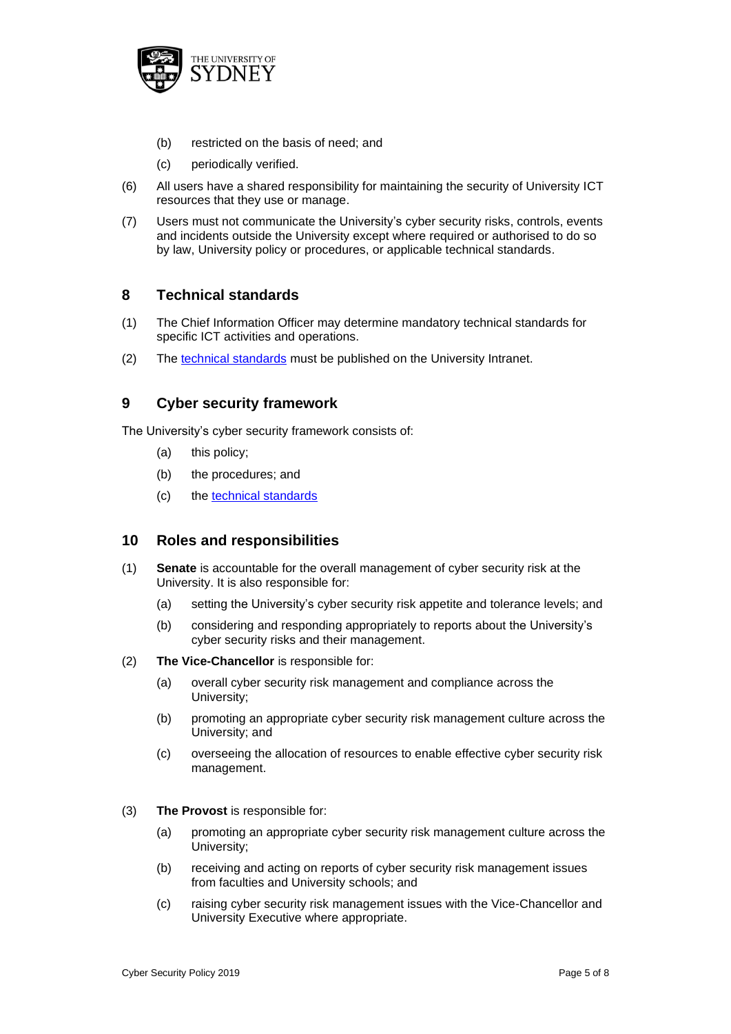(b) restricted on the basis of need; and

(c) periodically verified.

(6) All users have a shared responsibility for maintaining the security of University ICT resources that they use or manage.

(7) Users must not communicate the University's cyber security risks, controls, events and incidents outside the University except where required or authorised to do so by law, University policy or procedures, or applicable technical standards.

## 8 Technical standards

(1) The Chief Information Officer may determine mandatory technical standards for specific ICT activities and operations.

(2) The technical standards must be published on the University Intranet.

## 9 Cyber security framework

The University's cyber security framework consists of:

(a) this policy;

(b) the procedures; and

(c) the technical standards

## 10 Roles and responsibilities

(1) **Senate** is accountable for the overall management of cyber security risk at the University. It is also responsible for:

(a) setting the University's cyber security risk appetite and tolerance levels; and

(b) considering and responding appropriately to reports about the University's cyber security risks and their management.

(2) **The Vice-Chancellor** is responsible for:

(a) overall cyber security risk management and compliance across the University;

(b) promoting an appropriate cyber security risk management culture across the University; and

(c) overseeing the allocation of resources to enable effective cyber security risk management.

(3) **The Provost** is responsible for:

(a) promoting an appropriate cyber security risk management culture across the University;

(b) receiving and acting on reports of cyber security risk management issues from faculties and University schools; and

(c) raising cyber security risk management issues with the Vice-Chancellor and University Executive where appropriate.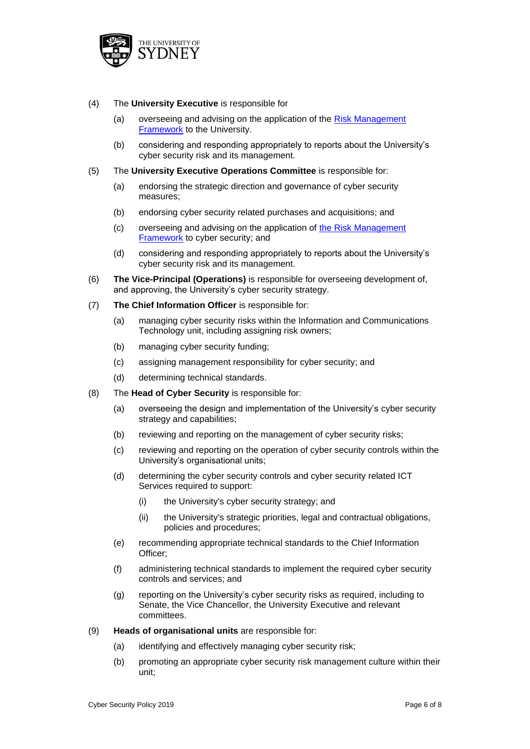(4) The **University Executive** is responsible for

   (a) overseeing and advising on the application of the [Risk Management Framework](#) to the University.

   (b) considering and responding appropriately to reports about the University's cyber security risk and its management.

(5) The **University Executive Operations Committee** is responsible for:

   (a) endorsing the strategic direction and governance of cyber security measures;

   (b) endorsing cyber security related purchases and acquisitions; and

   (c) overseeing and advising on the application of [the Risk Management Framework](#) to cyber security; and

   (d) considering and responding appropriately to reports about the University's cyber security risk and its management.

(6) **The Vice-Principal (Operations)** is responsible for overseeing development of, and approving, the University's cyber security strategy.

(7) **The Chief Information Officer** is responsible for:

   (a) managing cyber security risks within the Information and Communications Technology unit, including assigning risk owners;

   (b) managing cyber security funding;

   (c) assigning management responsibility for cyber security; and

   (d) determining technical standards.

(8) The **Head of Cyber Security** is responsible for:

   (a) overseeing the design and implementation of the University's cyber security strategy and capabilities;

   (b) reviewing and reporting on the management of cyber security risks;

   (c) reviewing and reporting on the operation of cyber security controls within the University's organisational units;

   (d) determining the cyber security controls and cyber security related ICT Services required to support:

      (i) the University's cyber security strategy; and

      (ii) the University's strategic priorities, legal and contractual obligations, policies and procedures;

   (e) recommending appropriate technical standards to the Chief Information Officer;

   (f) administering technical standards to implement the required cyber security controls and services; and

   (g) reporting on the University's cyber security risks as required, including to Senate, the Vice Chancellor, the University Executive and relevant committees.

(9) **Heads of organisational units** are responsible for:

   (a) identifying and effectively managing cyber security risk;

   (b) promoting an appropriate cyber security risk management culture within their unit;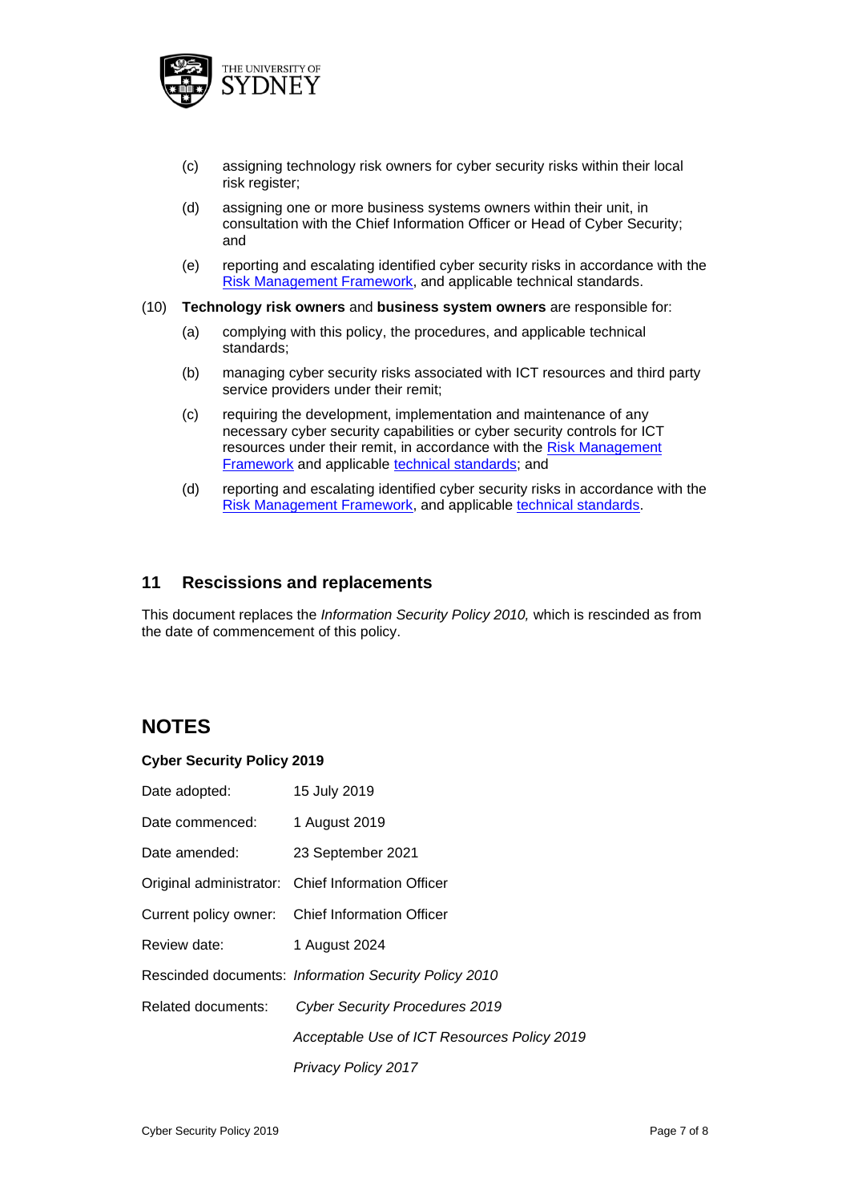(c) assigning technology risk owners for cyber security risks within their local risk register;

(d) assigning one or more business systems owners within their unit, in consultation with the Chief Information Officer or Head of Cyber Security; and

(e) reporting and escalating identified cyber security risks in accordance with the Risk Management Framework, and applicable technical standards.

(10) **Technology risk owners** and **business system owners** are responsible for:

(a) complying with this policy, the procedures, and applicable technical standards;

(b) managing cyber security risks associated with ICT resources and third party service providers under their remit;

(c) requiring the development, implementation and maintenance of any necessary cyber security capabilities or cyber security controls for ICT resources under their remit, in accordance with the Risk Management Framework and applicable technical standards; and

(d) reporting and escalating identified cyber security risks in accordance with the Risk Management Framework, and applicable technical standards.

## 11 Rescissions and replacements

This document replaces the *Information Security Policy 2010,* which is rescinded as from the date of commencement of this policy.

# NOTES

**Cyber Security Policy 2019**

| | |
|---|---|
| Date adopted: | 15 July 2019 |
| Date commenced: | 1 August 2019 |
| Date amended: | 23 September 2021 |
| Original administrator: | Chief Information Officer |
| Current policy owner: | Chief Information Officer |
| Review date: | 1 August 2024 |
| Rescinded documents: | *Information Security Policy 2010* |
| Related documents: | *Cyber Security Procedures 2019* |
| | *Acceptable Use of ICT Resources Policy 2019* |
| | *Privacy Policy 2017* |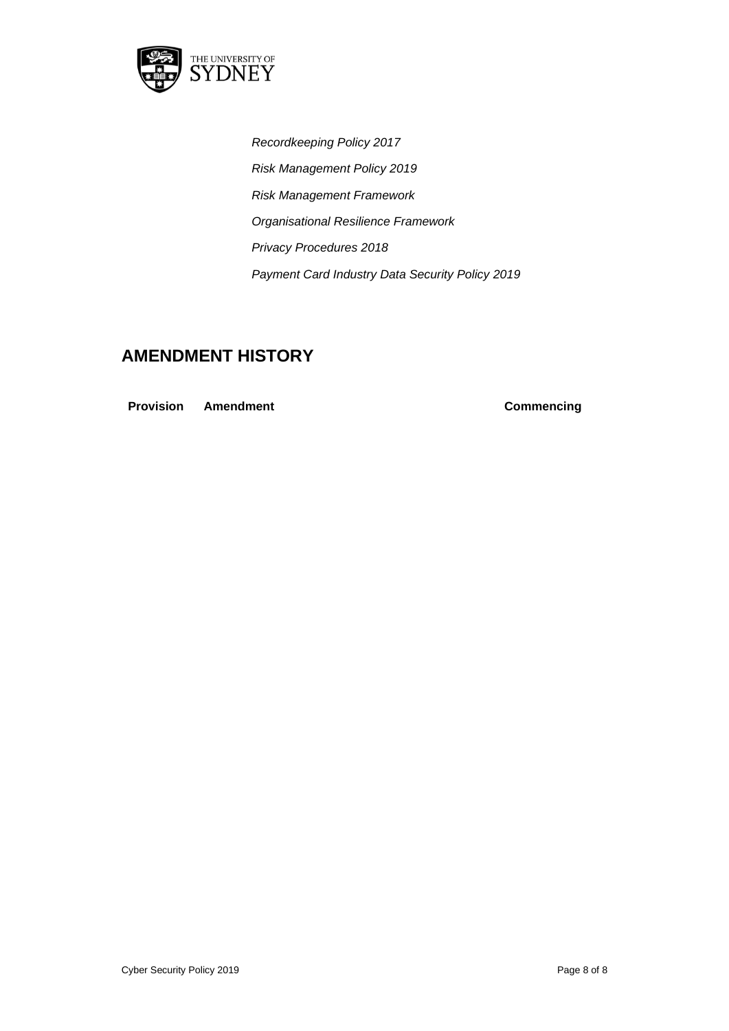*Recordkeeping Policy 2017*

*Risk Management Policy 2019*

*Risk Management Framework*

*Organisational Resilience Framework*

*Privacy Procedures 2018*

*Payment Card Industry Data Security Policy 2019*

## AMENDMENT HISTORY

| Provision | Amendment | Commencing |
|---|---|---|